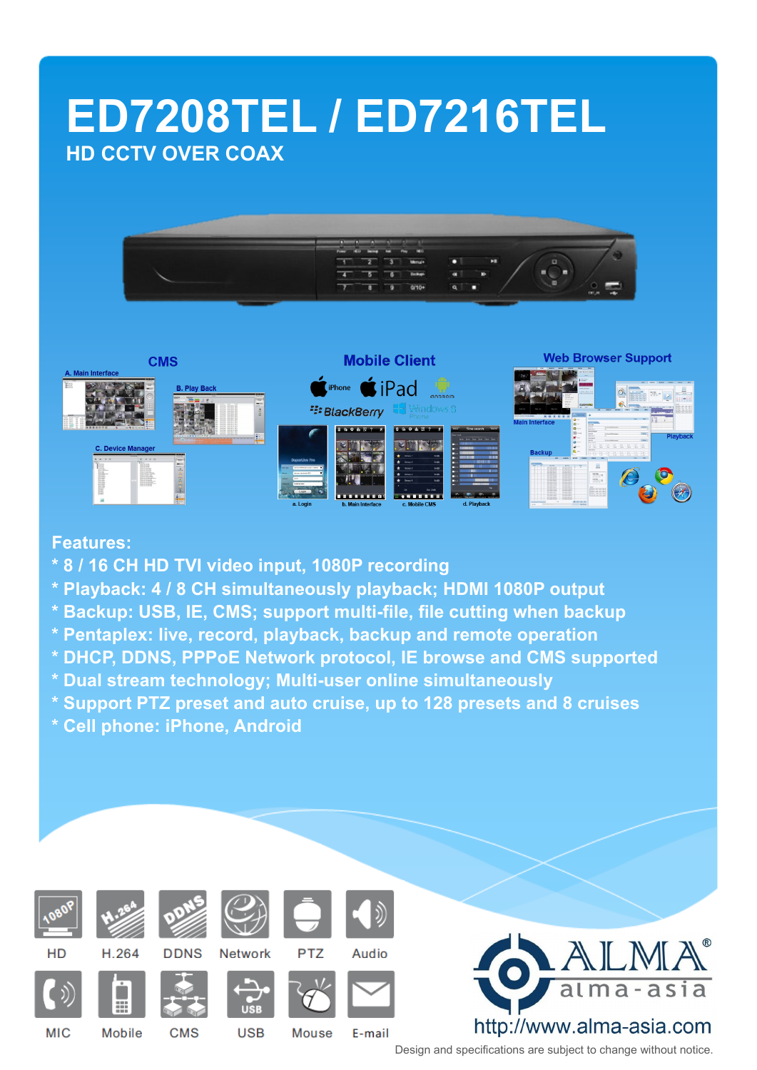# ED7208TEL / ED7216TEL

## HD CCTV OVER COAX

CMS

A. Main Interface

B. Play Back

C. Device Manager

Mobile Client

iPhone iPad android

BlackBerry Windows 8 Phone

a. Login b. Main Interface c. Mobile CMS d. Playback

Web Browser Support

Main Interface

Playback

Backup

**Features:**

* 8 / 16 CH HD TVI video input, 1080P recording
* Playback: 4 / 8 CH simultaneously playback; HDMI 1080P output
* Backup: USB, IE, CMS; support multi-file, file cutting when backup
* Pentaplex: live, record, playback, backup and remote operation
* DHCP, DDNS, PPPoE Network protocol, IE browse and CMS supported
* Dual stream technology; Multi-user online simultaneously
* Support PTZ preset and auto cruise, up to 128 presets and 8 cruises
* Cell phone: iPhone, Android

HD H.264 DDNS Network PTZ Audio

MIC Mobile CMS USB Mouse E-mail

ALMA® alma-asia

http://www.alma-asia.com

Design and specifications are subject to change without notice.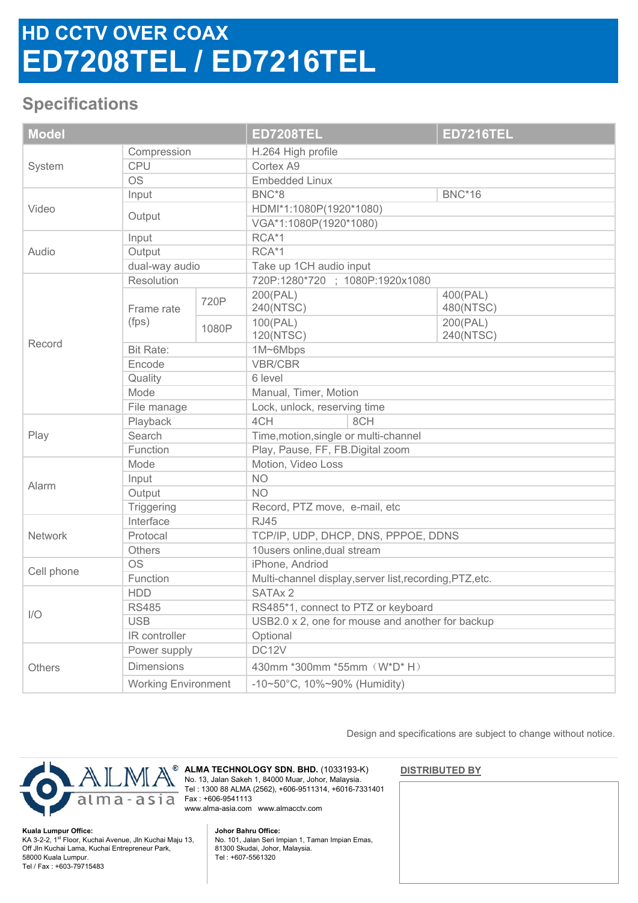# HD CCTV OVER COAX
# ED7208TEL / ED7216TEL

## Specifications

| Model | | | ED7208TEL | ED7216TEL |
|---|---|---|---|---|
| System | Compression | | H.264 High profile | |
| | CPU | | Cortex A9 | |
| | OS | | Embedded Linux | |
| Video | Input | | BNC*8 | BNC*16 |
| | Output | | HDMI*1:1080P(1920*1080) | |
| | | | VGA*1:1080P(1920*1080) | |
| Audio | Input | | RCA*1 | |
| | Output | | RCA*1 | |
| | dual-way audio | | Take up 1CH audio input | |
| Record | Resolution | | 720P:1280*720 ; 1080P:1920x1080 | |
| | Frame rate (fps) | 720P | 200(PAL) 240(NTSC) | 400(PAL) 480(NTSC) |
| | | 1080P | 100(PAL) 120(NTSC) | 200(PAL) 240(NTSC) |
| | Bit Rate: | | 1M~6Mbps | |
| | Encode | | VBR/CBR | |
| | Quality | | 6 level | |
| | Mode | | Manual, Timer, Motion | |
| | File manage | | Lock, unlock, reserving time | |
| Play | Playback | | 4CH | 8CH |
| | Search | | Time,motion,single or multi-channel | |
| | Function | | Play, Pause, FF, FB.Digital zoom | |
| Alarm | Mode | | Motion, Video Loss | |
| | Input | | NO | |
| | Output | | NO | |
| | Triggering | | Record, PTZ move, e-mail, etc | |
| Network | Interface | | RJ45 | |
| | Protocal | | TCP/IP, UDP, DHCP, DNS, PPPOE, DDNS | |
| | Others | | 10users online,dual stream | |
| Cell phone | OS | | iPhone, Andriod | |
| | Function | | Multi-channel display,server list,recording,PTZ,etc. | |
| I/O | HDD | | SATAx 2 | |
| | RS485 | | RS485*1, connect to PTZ or keyboard | |
| | USB | | USB2.0 x 2, one for mouse and another for backup | |
| | IR controller | | Optional | |
| Others | Power supply | | DC12V | |
| | Dimensions | | 430mm *300mm *55mm（W*D* H） | |
| | Working Environment | | -10~50°C, 10%~90% (Humidity) | |

Design and specifications are subject to change without notice.

**ALMA TECHNOLOGY SDN. BHD.** (1033193-K)
No. 13, Jalan Sakeh 1, 84000 Muar, Johor, Malaysia.
Tel : 1300 88 ALMA (2562), +606-9511314, +6016-7331401
Fax : +606-9541113
www.alma-asia.com www.almacctv.com

**DISTRIBUTED BY**

**Kuala Lumpur Office:**
KA 3-2-2, 1st Floor, Kuchai Avenue, Jln Kuchai Maju 13, Off Jln Kuchai Lama, Kuchai Entrepreneur Park, 58000 Kuala Lumpur.
Tel / Fax : +603-79715483

**Johor Bahru Office:**
No. 101, Jalan Seri Impian 1, Taman Impian Emas, 81300 Skudai, Johor, Malaysia.
Tel : +607-5561320